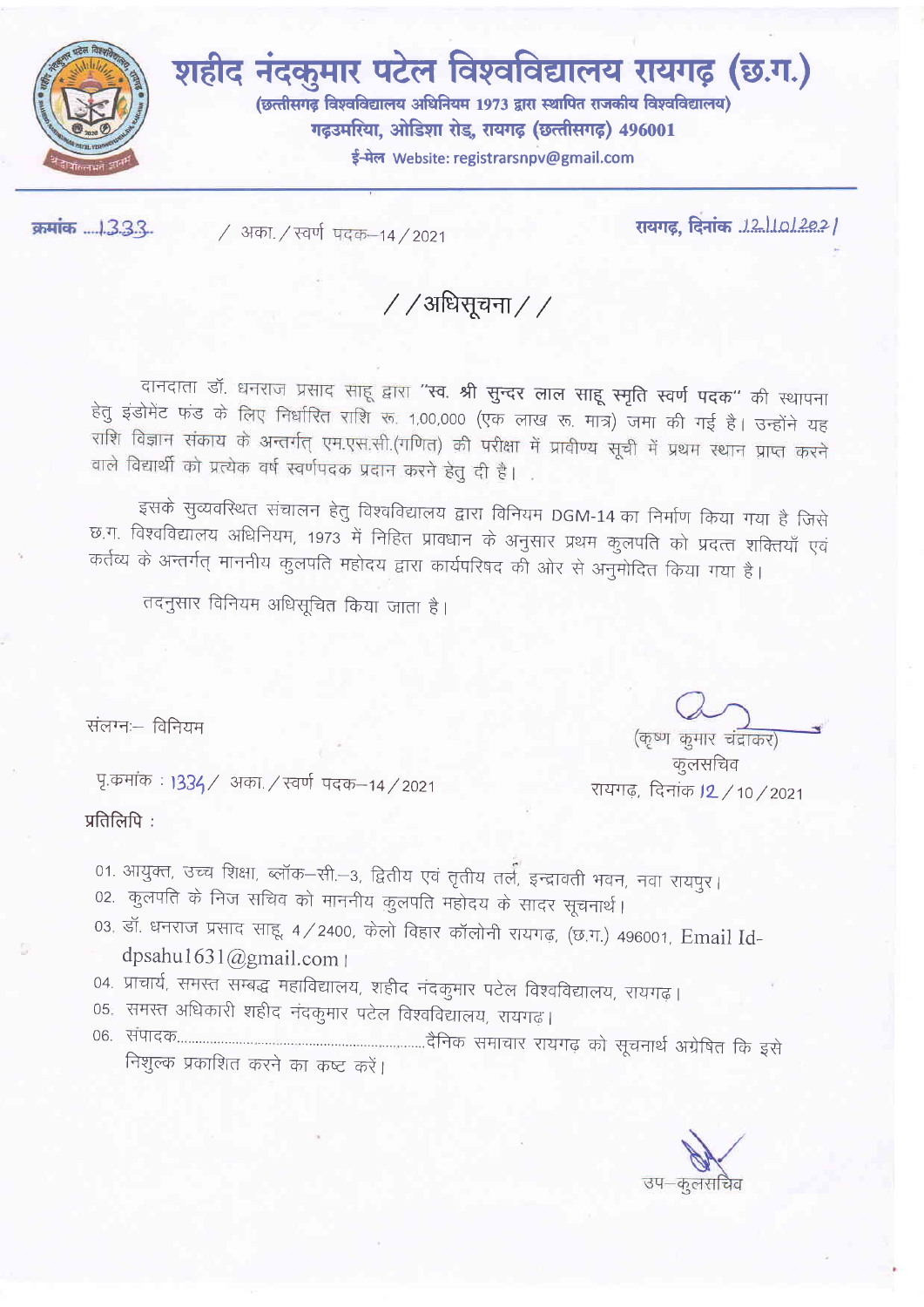# शहीद नंदकुमार पटेल विश्वविद्यालय रायगढ़ (छ.ग.)

**(छत्तीसगढ़ विश्वविद्यालय अधिनियम 1973 द्वारा स्थापित राजकीय विश्वविद्यालय)**

**गढ़उमरिया, ओडिशा रोड, रायगढ़ (छत्तीसगढ़) 496001**

**ई-मेल Website: registrarsnpv@gmail.com**

क्रमांक ....1333 / अका. / स्वर्ण पदक–14 / 2021 रायगढ़, दिनांक 12/10/2021

## / /अधिसूचना/ /

दानदाता डॉ. धनराज प्रसाद साहू द्वारा **"स्व. श्री सुन्दर लाल साहू स्मृति स्वर्ण पदक"** की स्थापना हेतु इंडोमेंट फंड के लिए निर्धारित राशि रू. 1,00,000 (एक लाख रू. मात्र) जमा की गई है। उन्होंने यह राशि विज्ञान संकाय के अन्तर्गत् एम.एस.सी.(गणित) की परीक्षा में प्रावीण्य सूची में प्रथम स्थान प्राप्त करने वाले विद्यार्थी को प्रत्येक वर्ष स्वर्णपदक प्रदान करने हेतु दी है।

इसके सुव्यवस्थित संचालन हेतु विश्वविद्यालय द्वारा विनियम DGM-14 का निर्माण किया गया है जिसे छ.ग. विश्वविद्यालय अधिनियम, 1973 में निहित प्रावधान के अनुसार प्रथम कुलपति को प्रदत्त शक्तियाँ एवं कर्तव्य के अन्तर्गत् माननीय कुलपति महोदय द्वारा कार्यपरिषद की ओर से अनुमोदित किया गया है।

तदनुसार विनियम अधिसूचित किया जाता है।

संलग्न:– विनियम

(कृष्ण कुमार चंद्राकर)
कुलसचिव

पृ.क्रमांक : 1334 / अका. / स्वर्ण पदक–14 / 2021 रायगढ़, दिनांक 12 / 10 / 2021

**प्रतिलिपि :**

01. आयुक्त, उच्च शिक्षा, ब्लॉक–सी.–3, द्वितीय एवं तृतीय तल, इन्द्रावती भवन, नवा रायपुर।
02. कुलपति के निज सचिव को माननीय कुलपति महोदय के सादर सूचनार्थ।
03. डॉ. धनराज प्रसाद साहू, 4 / 2400, केलो विहार कॉलोनी रायगढ़, (छ.ग.) 496001, Email Id- dpsahu1631@gmail.com।
04. प्राचार्य, समस्त सम्बद्ध महाविद्यालय, शहीद नंदकुमार पटेल विश्वविद्यालय, रायगढ़।
05. समस्त अधिकारी शहीद नंदकुमार पटेल विश्वविद्यालय, रायगढ़।
06. संपादक.................................................................दैनिक समाचार रायगढ़ को सूचनार्थ अग्रेषित कि इसे निशुल्क प्रकाशित करने का कष्ट करें।

उप–कुलसचिव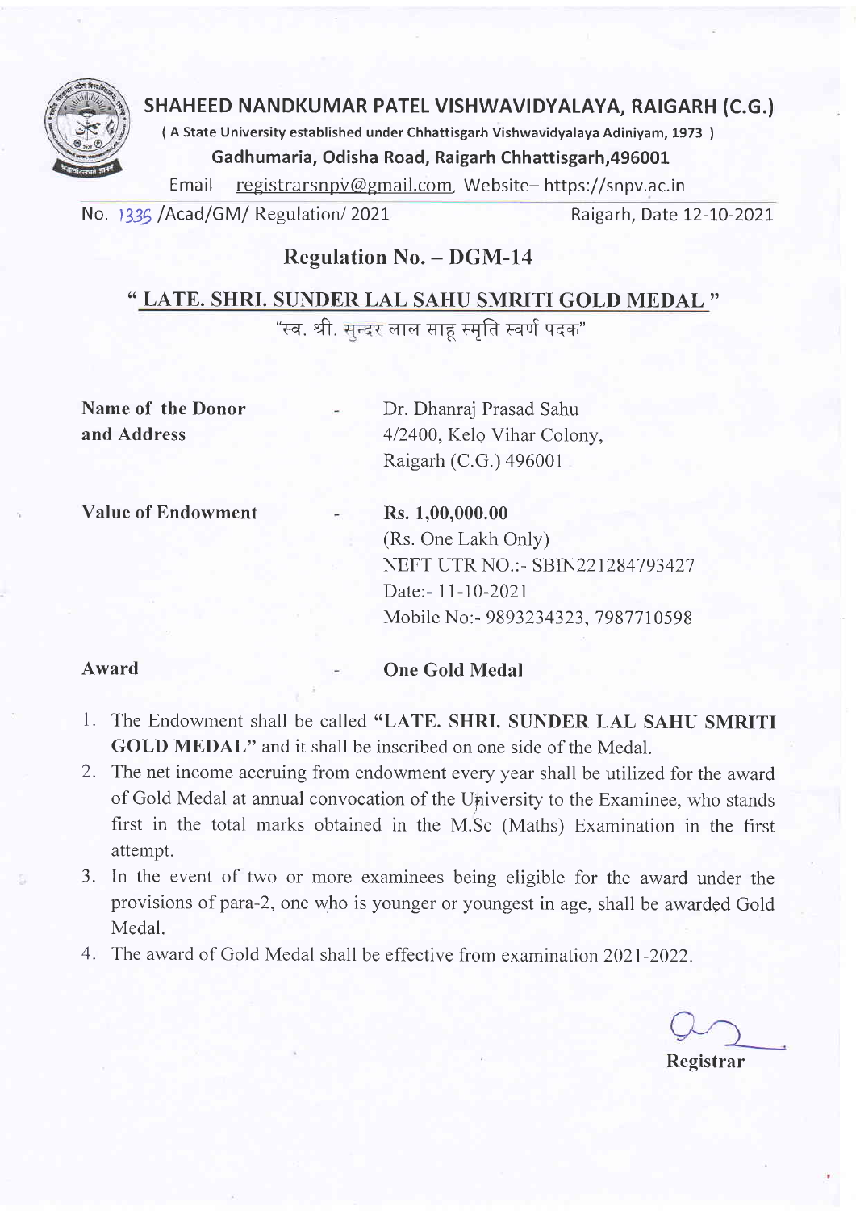# SHAHEED NANDKUMAR PATEL VISHWAVIDYALAYA, RAIGARH (C.G.)

( A State University established under Chhattisgarh Vishwavidyalaya Adiniyam, 1973 )

**Gadhumaria, Odisha Road, Raigarh Chhattisgarh,496001**

Email – registrarsnpv@gmail.com, Website– https://snpv.ac.in

No. 1335 /Acad/GM/ Regulation/ 2021 Raigarh, Date 12-10-2021

## Regulation No. – DGM-14

## " LATE. SHRI. SUNDER LAL SAHU SMRITI GOLD MEDAL "

"स्व. श्री. सुन्दर लाल साहू स्मृति स्वर्ण पदक"

**Name of the Donor and Address** - Dr. Dhanraj Prasad Sahu
4/2400, Kelo Vihar Colony,
Raigarh (C.G.) 496001

**Value of Endowment** - **Rs. 1,00,000.00**
(Rs. One Lakh Only)
NEFT UTR NO.:- SBIN221284793427
Date:- 11-10-2021
Mobile No:- 9893234323, 7987710598

**Award** - **One Gold Medal**

1. The Endowment shall be called **"LATE. SHRI. SUNDER LAL SAHU SMRITI GOLD MEDAL"** and it shall be inscribed on one side of the Medal.
2. The net income accruing from endowment every year shall be utilized for the award of Gold Medal at annual convocation of the University to the Examinee, who stands first in the total marks obtained in the M.Sc (Maths) Examination in the first attempt.
3. In the event of two or more examinees being eligible for the award under the provisions of para-2, one who is younger or youngest in age, shall be awarded Gold Medal.
4. The award of Gold Medal shall be effective from examination 2021-2022.

**Registrar**